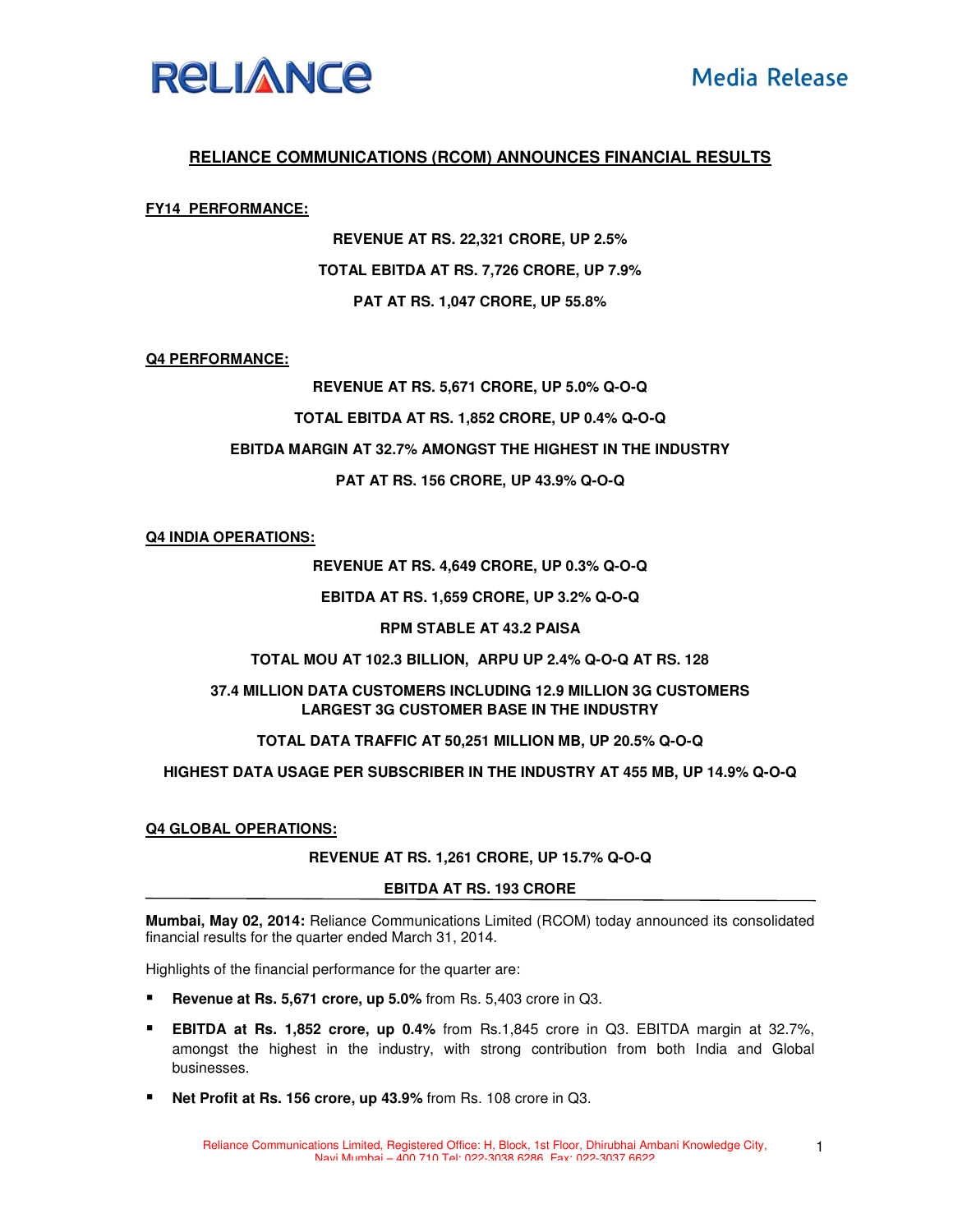**RELIANCE**

**Media Release**

# RELIANCE COMMUNICATIONS (RCOM) ANNOUNCES FINANCIAL RESULTS

## FY14 PERFORMANCE:

**REVENUE AT RS. 22,321 CRORE, UP 2.5%**

**TOTAL EBITDA AT RS. 7,726 CRORE, UP 7.9%**

**PAT AT RS. 1,047 CRORE, UP 55.8%**

## Q4 PERFORMANCE:

**REVENUE AT RS. 5,671 CRORE, UP 5.0% Q-O-Q**

**TOTAL EBITDA AT RS. 1,852 CRORE, UP 0.4% Q-O-Q**

**EBITDA MARGIN AT 32.7% AMONGST THE HIGHEST IN THE INDUSTRY**

**PAT AT RS. 156 CRORE, UP 43.9% Q-O-Q**

## Q4 INDIA OPERATIONS:

**REVENUE AT RS. 4,649 CRORE, UP 0.3% Q-O-Q**

**EBITDA AT RS. 1,659 CRORE, UP 3.2% Q-O-Q**

**RPM STABLE AT 43.2 PAISA**

**TOTAL MOU AT 102.3 BILLION, ARPU UP 2.4% Q-O-Q AT RS. 128**

**37.4 MILLION DATA CUSTOMERS INCLUDING 12.9 MILLION 3G CUSTOMERS LARGEST 3G CUSTOMER BASE IN THE INDUSTRY**

**TOTAL DATA TRAFFIC AT 50,251 MILLION MB, UP 20.5% Q-O-Q**

**HIGHEST DATA USAGE PER SUBSCRIBER IN THE INDUSTRY AT 455 MB, UP 14.9% Q-O-Q**

## Q4 GLOBAL OPERATIONS:

**REVENUE AT RS. 1,261 CRORE, UP 15.7% Q-O-Q**

**EBITDA AT RS. 193 CRORE**

---

**Mumbai, May 02, 2014:** Reliance Communications Limited (RCOM) today announced its consolidated financial results for the quarter ended March 31, 2014.

Highlights of the financial performance for the quarter are:

- **Revenue at Rs. 5,671 crore, up 5.0%** from Rs. 5,403 crore in Q3.
- **EBITDA at Rs. 1,852 crore, up 0.4%** from Rs.1,845 crore in Q3. EBITDA margin at 32.7%, amongst the highest in the industry, with strong contribution from both India and Global businesses.
- **Net Profit at Rs. 156 crore, up 43.9%** from Rs. 108 crore in Q3.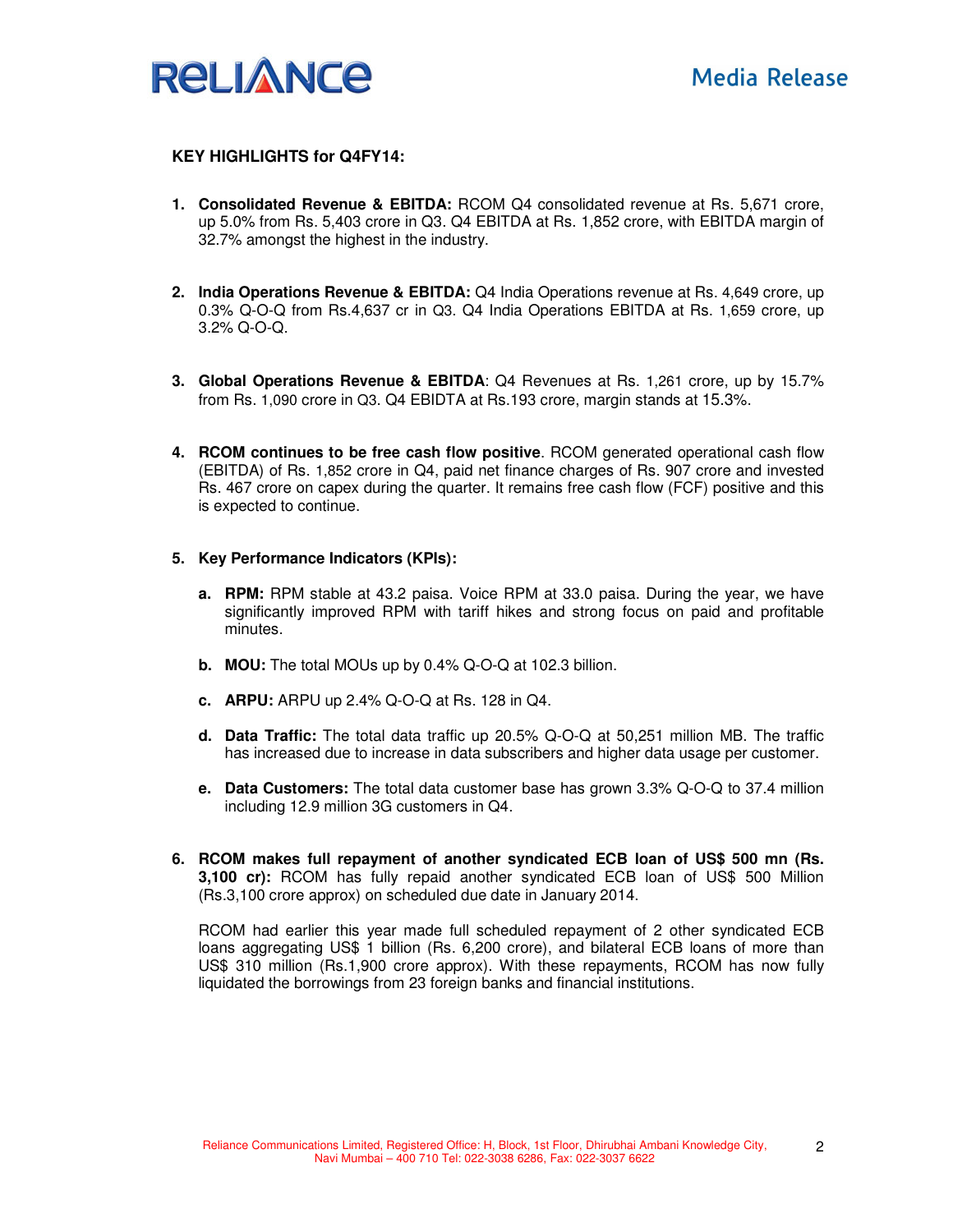**KEY HIGHLIGHTS for Q4FY14:**

1. **Consolidated Revenue & EBITDA:** RCOM Q4 consolidated revenue at Rs. 5,671 crore, up 5.0% from Rs. 5,403 crore in Q3. Q4 EBITDA at Rs. 1,852 crore, with EBITDA margin of 32.7% amongst the highest in the industry.

2. **India Operations Revenue & EBITDA:** Q4 India Operations revenue at Rs. 4,649 crore, up 0.3% Q-O-Q from Rs.4,637 cr in Q3. Q4 India Operations EBITDA at Rs. 1,659 crore, up 3.2% Q-O-Q.

3. **Global Operations Revenue & EBITDA**: Q4 Revenues at Rs. 1,261 crore, up by 15.7% from Rs. 1,090 crore in Q3. Q4 EBIDTA at Rs.193 crore, margin stands at 15.3%.

4. **RCOM continues to be free cash flow positive**. RCOM generated operational cash flow (EBITDA) of Rs. 1,852 crore in Q4, paid net finance charges of Rs. 907 crore and invested Rs. 467 crore on capex during the quarter. It remains free cash flow (FCF) positive and this is expected to continue.

5. **Key Performance Indicators (KPIs):**

   a. **RPM:** RPM stable at 43.2 paisa. Voice RPM at 33.0 paisa. During the year, we have significantly improved RPM with tariff hikes and strong focus on paid and profitable minutes.

   b. **MOU:** The total MOUs up by 0.4% Q-O-Q at 102.3 billion.

   c. **ARPU:** ARPU up 2.4% Q-O-Q at Rs. 128 in Q4.

   d. **Data Traffic:** The total data traffic up 20.5% Q-O-Q at 50,251 million MB. The traffic has increased due to increase in data subscribers and higher data usage per customer.

   e. **Data Customers:** The total data customer base has grown 3.3% Q-O-Q to 37.4 million including 12.9 million 3G customers in Q4.

6. **RCOM makes full repayment of another syndicated ECB loan of US$ 500 mn (Rs. 3,100 cr):** RCOM has fully repaid another syndicated ECB loan of US$ 500 Million (Rs.3,100 crore approx) on scheduled due date in January 2014.

   RCOM had earlier this year made full scheduled repayment of 2 other syndicated ECB loans aggregating US$ 1 billion (Rs. 6,200 crore), and bilateral ECB loans of more than US$ 310 million (Rs.1,900 crore approx). With these repayments, RCOM has now fully liquidated the borrowings from 23 foreign banks and financial institutions.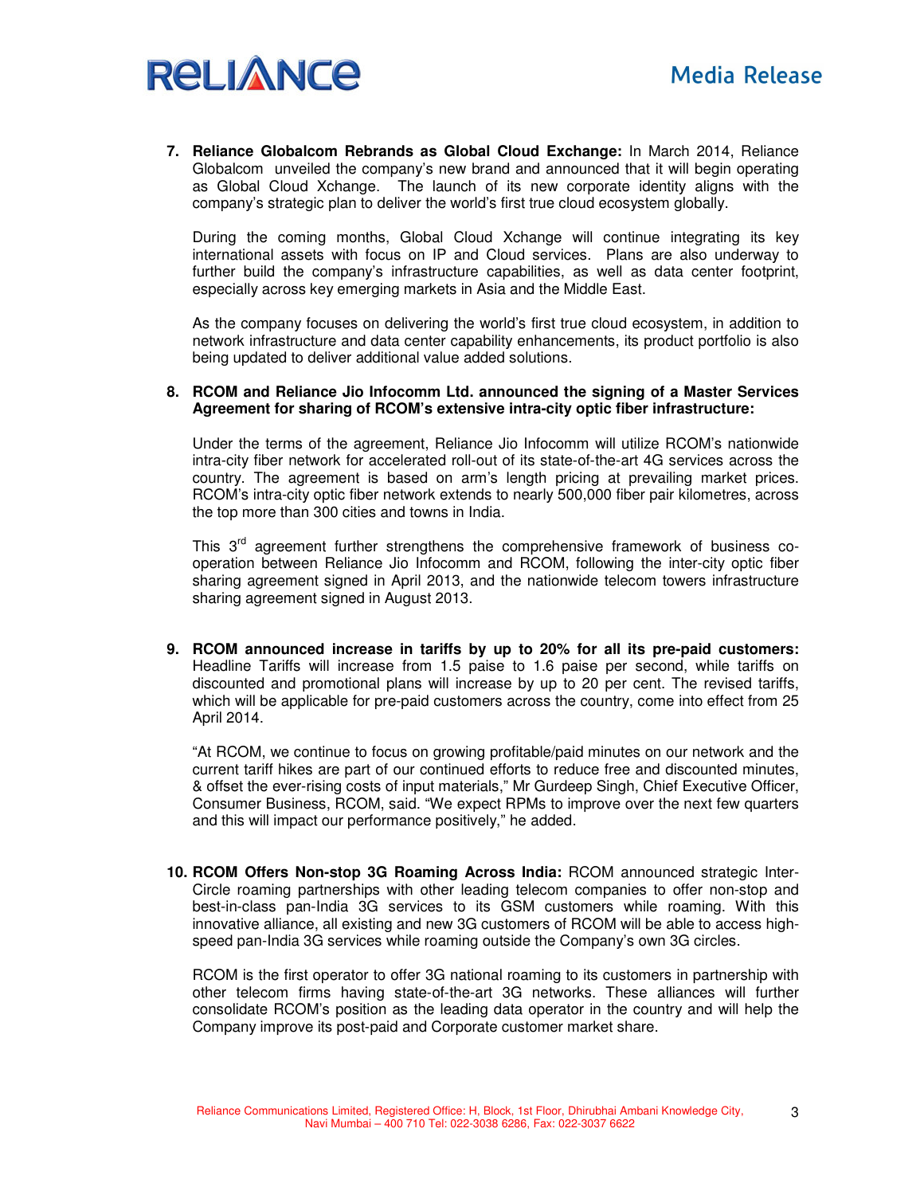7. **Reliance Globalcom Rebrands as Global Cloud Exchange:** In March 2014, Reliance Globalcom unveiled the company's new brand and announced that it will begin operating as Global Cloud Xchange. The launch of its new corporate identity aligns with the company's strategic plan to deliver the world's first true cloud ecosystem globally.

   During the coming months, Global Cloud Xchange will continue integrating its key international assets with focus on IP and Cloud services. Plans are also underway to further build the company's infrastructure capabilities, as well as data center footprint, especially across key emerging markets in Asia and the Middle East.

   As the company focuses on delivering the world's first true cloud ecosystem, in addition to network infrastructure and data center capability enhancements, its product portfolio is also being updated to deliver additional value added solutions.

8. **RCOM and Reliance Jio Infocomm Ltd. announced the signing of a Master Services Agreement for sharing of RCOM's extensive intra-city optic fiber infrastructure:**

   Under the terms of the agreement, Reliance Jio Infocomm will utilize RCOM's nationwide intra-city fiber network for accelerated roll-out of its state-of-the-art 4G services across the country. The agreement is based on arm's length pricing at prevailing market prices. RCOM's intra-city optic fiber network extends to nearly 500,000 fiber pair kilometres, across the top more than 300 cities and towns in India.

   This 3rd agreement further strengthens the comprehensive framework of business co-operation between Reliance Jio Infocomm and RCOM, following the inter-city optic fiber sharing agreement signed in April 2013, and the nationwide telecom towers infrastructure sharing agreement signed in August 2013.

9. **RCOM announced increase in tariffs by up to 20% for all its pre-paid customers:** Headline Tariffs will increase from 1.5 paise to 1.6 paise per second, while tariffs on discounted and promotional plans will increase by up to 20 per cent. The revised tariffs, which will be applicable for pre-paid customers across the country, come into effect from 25 April 2014.

   "At RCOM, we continue to focus on growing profitable/paid minutes on our network and the current tariff hikes are part of our continued efforts to reduce free and discounted minutes, & offset the ever-rising costs of input materials," Mr Gurdeep Singh, Chief Executive Officer, Consumer Business, RCOM, said. "We expect RPMs to improve over the next few quarters and this will impact our performance positively," he added.

10. **RCOM Offers Non-stop 3G Roaming Across India:** RCOM announced strategic Inter-Circle roaming partnerships with other leading telecom companies to offer non-stop and best-in-class pan-India 3G services to its GSM customers while roaming. With this innovative alliance, all existing and new 3G customers of RCOM will be able to access high-speed pan-India 3G services while roaming outside the Company's own 3G circles.

    RCOM is the first operator to offer 3G national roaming to its customers in partnership with other telecom firms having state-of-the-art 3G networks. These alliances will further consolidate RCOM's position as the leading data operator in the country and will help the Company improve its post-paid and Corporate customer market share.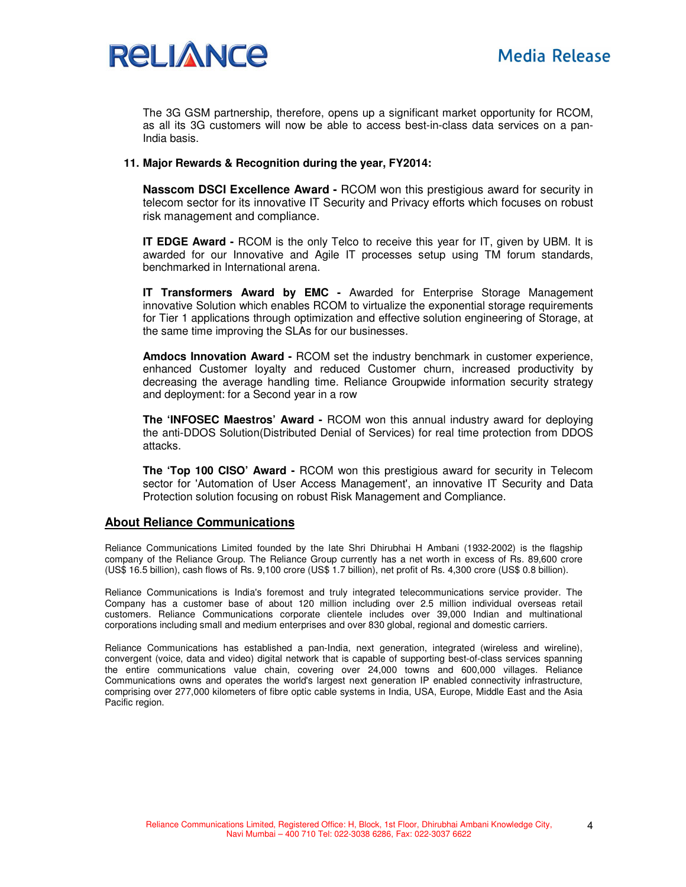The 3G GSM partnership, therefore, opens up a significant market opportunity for RCOM, as all its 3G customers will now be able to access best-in-class data services on a pan-India basis.

**11. Major Rewards & Recognition during the year, FY2014:**

**Nasscom DSCI Excellence Award -** RCOM won this prestigious award for security in telecom sector for its innovative IT Security and Privacy efforts which focuses on robust risk management and compliance.

**IT EDGE Award -** RCOM is the only Telco to receive this year for IT, given by UBM. It is awarded for our Innovative and Agile IT processes setup using TM forum standards, benchmarked in International arena.

**IT Transformers Award by EMC -** Awarded for Enterprise Storage Management innovative Solution which enables RCOM to virtualize the exponential storage requirements for Tier 1 applications through optimization and effective solution engineering of Storage, at the same time improving the SLAs for our businesses.

**Amdocs Innovation Award -** RCOM set the industry benchmark in customer experience, enhanced Customer loyalty and reduced Customer churn, increased productivity by decreasing the average handling time. Reliance Groupwide information security strategy and deployment: for a Second year in a row

**The 'INFOSEC Maestros' Award -** RCOM won this annual industry award for deploying the anti-DDOS Solution(Distributed Denial of Services) for real time protection from DDOS attacks.

**The 'Top 100 CISO' Award -** RCOM won this prestigious award for security in Telecom sector for 'Automation of User Access Management', an innovative IT Security and Data Protection solution focusing on robust Risk Management and Compliance.

## About Reliance Communications

Reliance Communications Limited founded by the late Shri Dhirubhai H Ambani (1932-2002) is the flagship company of the Reliance Group. The Reliance Group currently has a net worth in excess of Rs. 89,600 crore (US$ 16.5 billion), cash flows of Rs. 9,100 crore (US$ 1.7 billion), net profit of Rs. 4,300 crore (US$ 0.8 billion).

Reliance Communications is India's foremost and truly integrated telecommunications service provider. The Company has a customer base of about 120 million including over 2.5 million individual overseas retail customers. Reliance Communications corporate clientele includes over 39,000 Indian and multinational corporations including small and medium enterprises and over 830 global, regional and domestic carriers.

Reliance Communications has established a pan-India, next generation, integrated (wireless and wireline), convergent (voice, data and video) digital network that is capable of supporting best-of-class services spanning the entire communications value chain, covering over 24,000 towns and 600,000 villages. Reliance Communications owns and operates the world's largest next generation IP enabled connectivity infrastructure, comprising over 277,000 kilometers of fibre optic cable systems in India, USA, Europe, Middle East and the Asia Pacific region.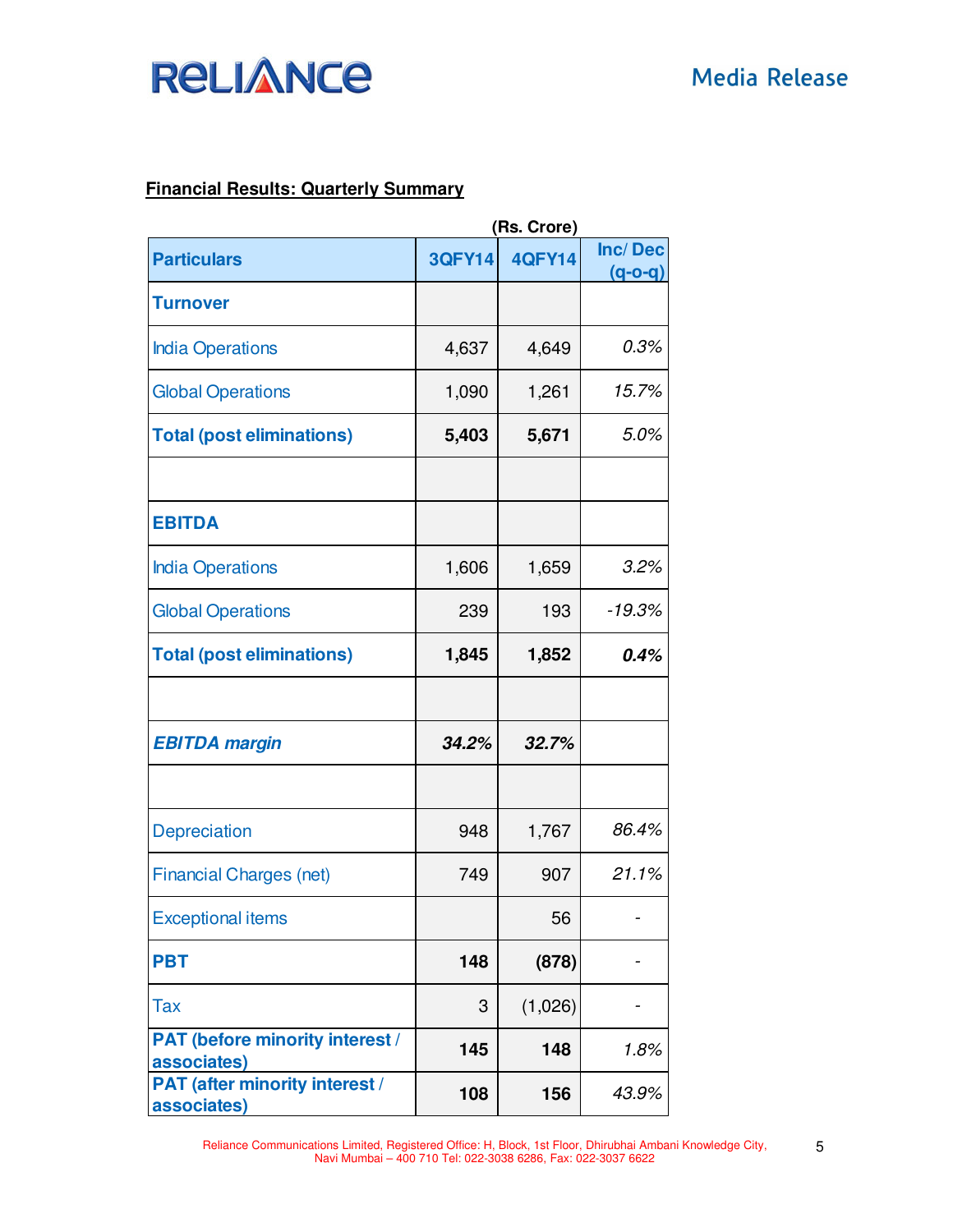## Financial Results: Quarterly Summary

(Rs. Crore)

| Particulars | 3QFY14 | 4QFY14 | Inc/ Dec (q-o-q) |
|---|---|---|---|
| **Turnover** | | | |
| India Operations | 4,637 | 4,649 | *0.3%* |
| Global Operations | 1,090 | 1,261 | *15.7%* |
| **Total (post eliminations)** | **5,403** | **5,671** | *5.0%* |
| | | | |
| **EBITDA** | | | |
| India Operations | 1,606 | 1,659 | *3.2%* |
| Global Operations | 239 | 193 | *-19.3%* |
| **Total (post eliminations)** | **1,845** | **1,852** | ***0.4%*** |
| | | | |
| ***EBITDA margin*** | ***34.2%*** | ***32.7%*** | |
| | | | |
| Depreciation | 948 | 1,767 | *86.4%* |
| Financial Charges (net) | 749 | 907 | *21.1%* |
| Exceptional items | | 56 | - |
| **PBT** | **148** | **(878)** | - |
| Tax | 3 | (1,026) | - |
| **PAT (before minority interest / associates)** | **145** | **148** | *1.8%* |
| **PAT (after minority interest / associates)** | **108** | **156** | *43.9%* |

Reliance Communications Limited, Registered Office: H, Block, 1st Floor, Dhirubhai Ambani Knowledge City, Navi Mumbai – 400 710 Tel: 022-3038 6286, Fax: 022-3037 6622